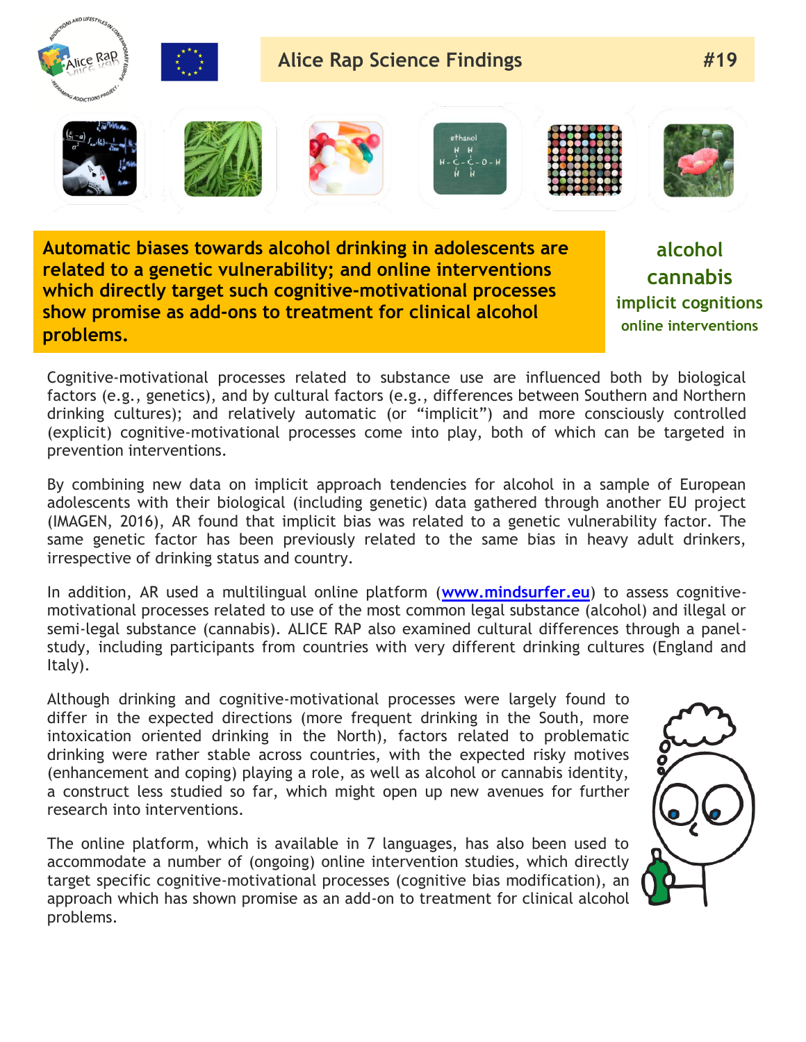# Alice Rap Science Findings #19

**Automatic biases towards alcohol drinking in adolescents are related to a genetic vulnerability; and online interventions which directly target such cognitive-motivational processes show promise as add-ons to treatment for clinical alcohol problems.**

alcohol
cannabis
implicit cognitions
online interventions

Cognitive-motivational processes related to substance use are influenced both by biological factors (e.g., genetics), and by cultural factors (e.g., differences between Southern and Northern drinking cultures); and relatively automatic (or "implicit") and more consciously controlled (explicit) cognitive-motivational processes come into play, both of which can be targeted in prevention interventions.

By combining new data on implicit approach tendencies for alcohol in a sample of European adolescents with their biological (including genetic) data gathered through another EU project (IMAGEN, 2016), AR found that implicit bias was related to a genetic vulnerability factor. The same genetic factor has been previously related to the same bias in heavy adult drinkers, irrespective of drinking status and country.

In addition, AR used a multilingual online platform ([www.mindsurfer.eu](http://www.mindsurfer.eu)) to assess cognitive-motivational processes related to use of the most common legal substance (alcohol) and illegal or semi-legal substance (cannabis). ALICE RAP also examined cultural differences through a panel-study, including participants from countries with very different drinking cultures (England and Italy).

Although drinking and cognitive-motivational processes were largely found to differ in the expected directions (more frequent drinking in the South, more intoxication oriented drinking in the North), factors related to problematic drinking were rather stable across countries, with the expected risky motives (enhancement and coping) playing a role, as well as alcohol or cannabis identity, a construct less studied so far, which might open up new avenues for further research into interventions.

The online platform, which is available in 7 languages, has also been used to accommodate a number of (ongoing) online intervention studies, which directly target specific cognitive-motivational processes (cognitive bias modification), an approach which has shown promise as an add-on to treatment for clinical alcohol problems.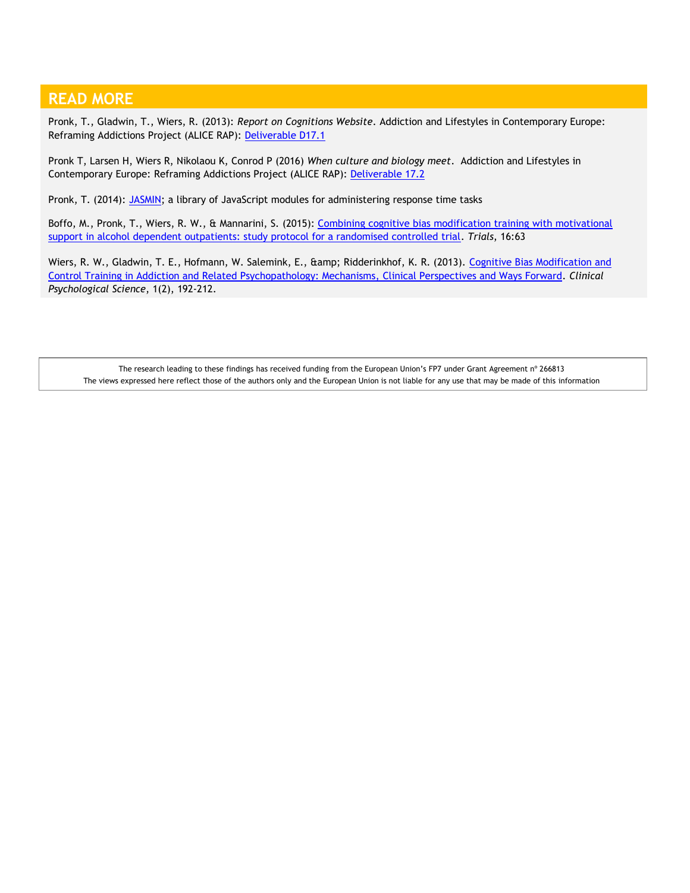## READ MORE

Pronk, T., Gladwin, T., Wiers, R. (2013): *Report on Cognitions Website*. Addiction and Lifestyles in Contemporary Europe: Reframing Addictions Project (ALICE RAP): [Deliverable D17.1]

Pronk T, Larsen H, Wiers R, Nikolaou K, Conrod P (2016) *When culture and biology meet*. Addiction and Lifestyles in Contemporary Europe: Reframing Addictions Project (ALICE RAP): [Deliverable 17.2]

Pronk, T. (2014): [JASMIN]; a library of JavaScript modules for administering response time tasks

Boffo, M., Pronk, T., Wiers, R. W., & Mannarini, S. (2015): [Combining cognitive bias modification training with motivational support in alcohol dependent outpatients: study protocol for a randomised controlled trial]. *Trials*, 16:63

Wiers, R. W., Gladwin, T. E., Hofmann, W. Salemink, E., &amp; Ridderinkhof, K. R. (2013). [Cognitive Bias Modification and Control Training in Addiction and Related Psychopathology: Mechanisms, Clinical Perspectives and Ways Forward]. *Clinical Psychological Science*, 1(2), 192-212.

The research leading to these findings has received funding from the European Union's FP7 under Grant Agreement nº 266813
The views expressed here reflect those of the authors only and the European Union is not liable for any use that may be made of this information